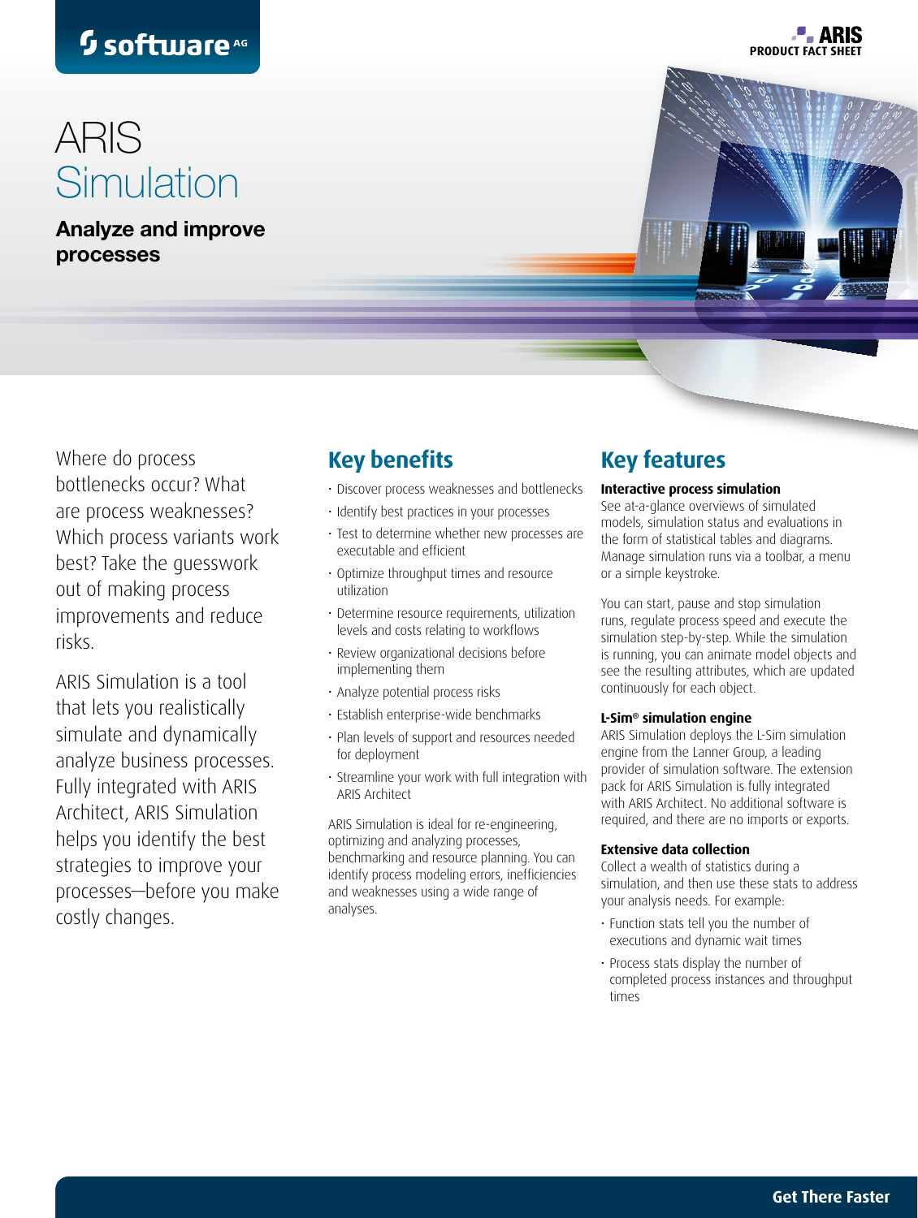# ARIS Simulation

**Analyze and improve processes**

Where do process bottlenecks occur? What are process weaknesses? Which process variants work best? Take the guesswork out of making process improvements and reduce risks.

ARIS Simulation is a tool that lets you realistically simulate and dynamically analyze business processes. Fully integrated with ARIS Architect, ARIS Simulation helps you identify the best strategies to improve your processes—before you make costly changes.

## Key benefits

- Discover process weaknesses and bottlenecks
- Identify best practices in your processes
- Test to determine whether new processes are executable and efficient
- Optimize throughput times and resource utilization
- Determine resource requirements, utilization levels and costs relating to workflows
- Review organizational decisions before implementing them
- Analyze potential process risks
- Establish enterprise-wide benchmarks
- Plan levels of support and resources needed for deployment
- Streamline your work with full integration with ARIS Architect

ARIS Simulation is ideal for re-engineering, optimizing and analyzing processes, benchmarking and resource planning. You can identify process modeling errors, inefficiencies and weaknesses using a wide range of analyses.

## Key features

**Interactive process simulation**

See at-a-glance overviews of simulated models, simulation status and evaluations in the form of statistical tables and diagrams. Manage simulation runs via a toolbar, a menu or a simple keystroke.

You can start, pause and stop simulation runs, regulate process speed and execute the simulation step-by-step. While the simulation is running, you can animate model objects and see the resulting attributes, which are updated continuously for each object.

**L-Sim® simulation engine**

ARIS Simulation deploys the L-Sim simulation engine from the Lanner Group, a leading provider of simulation software. The extension pack for ARIS Simulation is fully integrated with ARIS Architect. No additional software is required, and there are no imports or exports.

**Extensive data collection**

Collect a wealth of statistics during a simulation, and then use these stats to address your analysis needs. For example:

- Function stats tell you the number of executions and dynamic wait times
- Process stats display the number of completed process instances and throughput times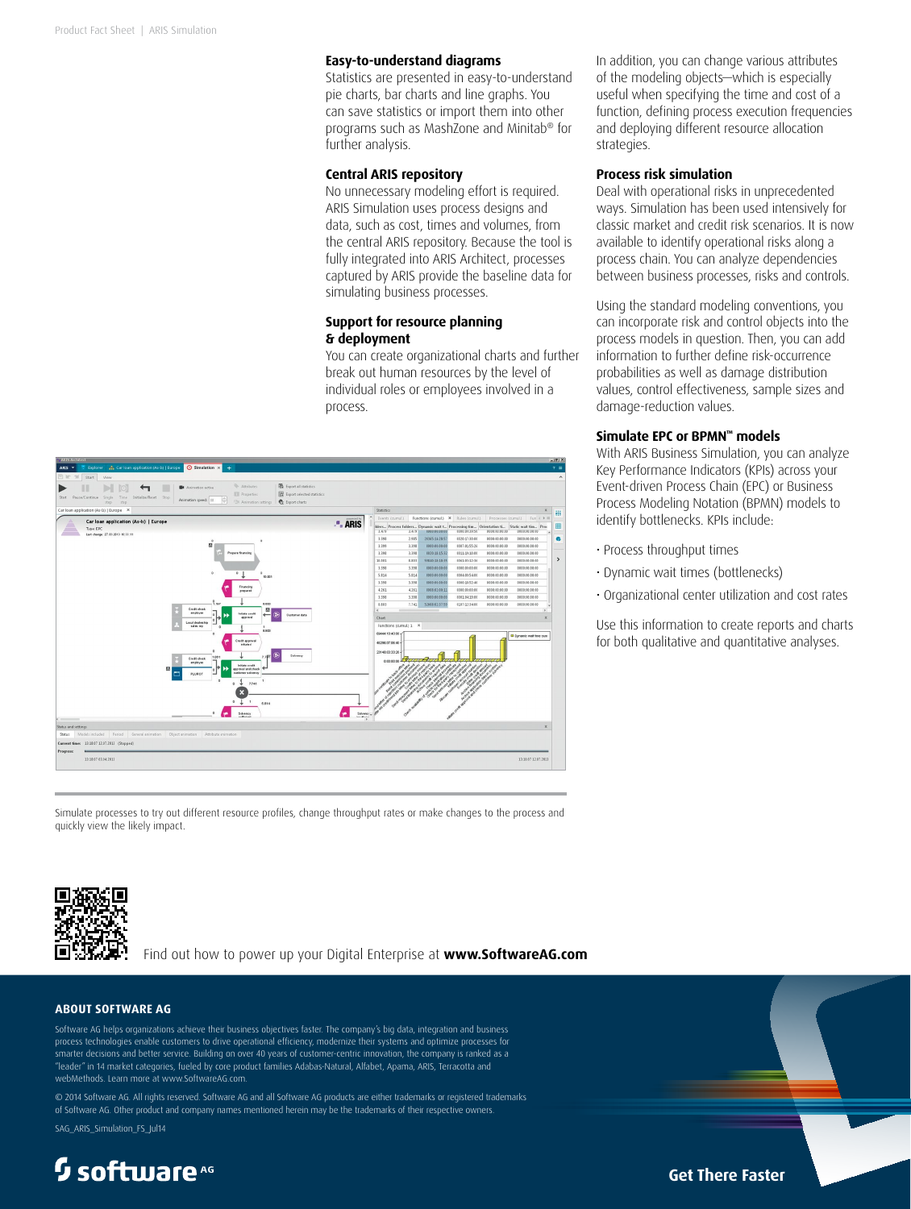### Easy-to-understand diagrams

Statistics are presented in easy-to-understand pie charts, bar charts and line graphs. You can save statistics or import them into other programs such as MashZone and Minitab® for further analysis.

### Central ARIS repository

No unnecessary modeling effort is required. ARIS Simulation uses process designs and data, such as cost, times and volumes, from the central ARIS repository. Because the tool is fully integrated into ARIS Architect, processes captured by ARIS provide the baseline data for simulating business processes.

### Support for resource planning & deployment

You can create organizational charts and further break out human resources by the level of individual roles or employees involved in a process.

In addition, you can change various attributes of the modeling objects—which is especially useful when specifying the time and cost of a function, defining process execution frequencies and deploying different resource allocation strategies.

### Process risk simulation

Deal with operational risks in unprecedented ways. Simulation has been used intensively for classic market and credit risk scenarios. It is now available to identify operational risks along a process chain. You can analyze dependencies between business processes, risks and controls.

Using the standard modeling conventions, you can incorporate risk and control objects into the process models in question. Then, you can add information to further define risk-occurrence probabilities as well as damage distribution values, control effectiveness, sample sizes and damage-reduction values.

### Simulate EPC or BPMN™ models

With ARIS Business Simulation, you can analyze Key Performance Indicators (KPIs) across your Event-driven Process Chain (EPC) or Business Process Modeling Notation (BPMN) models to identify bottlenecks. KPIs include:

- Process throughput times
- Dynamic wait times (bottlenecks)
- Organizational center utilization and cost rates

Use this information to create reports and charts for both qualitative and quantitative analyses.

Simulate processes to try out different resource profiles, change throughput rates or make changes to the process and quickly view the likely impact.

Find out how to power up your Digital Enterprise at **www.SoftwareAG.com**

### ABOUT SOFTWARE AG

Software AG helps organizations achieve their business objectives faster. The company's big data, integration and business process technologies enable customers to drive operational efficiency, modernize their systems and optimize processes for smarter decisions and better service. Building on over 40 years of customer-centric innovation, the company is ranked as a "leader" in 14 market categories, fueled by core product families Adabas-Natural, Alfabet, Apama, ARIS, Terracotta and webMethods. Learn more at www.SoftwareAG.com.

© 2014 Software AG. All rights reserved. Software AG and all Software AG products are either trademarks or registered trademarks of Software AG. Other product and company names mentioned herein may be the trademarks of their respective owners.

SAG_ARIS_Simulation_FS_Jul14

**Get There Faster**